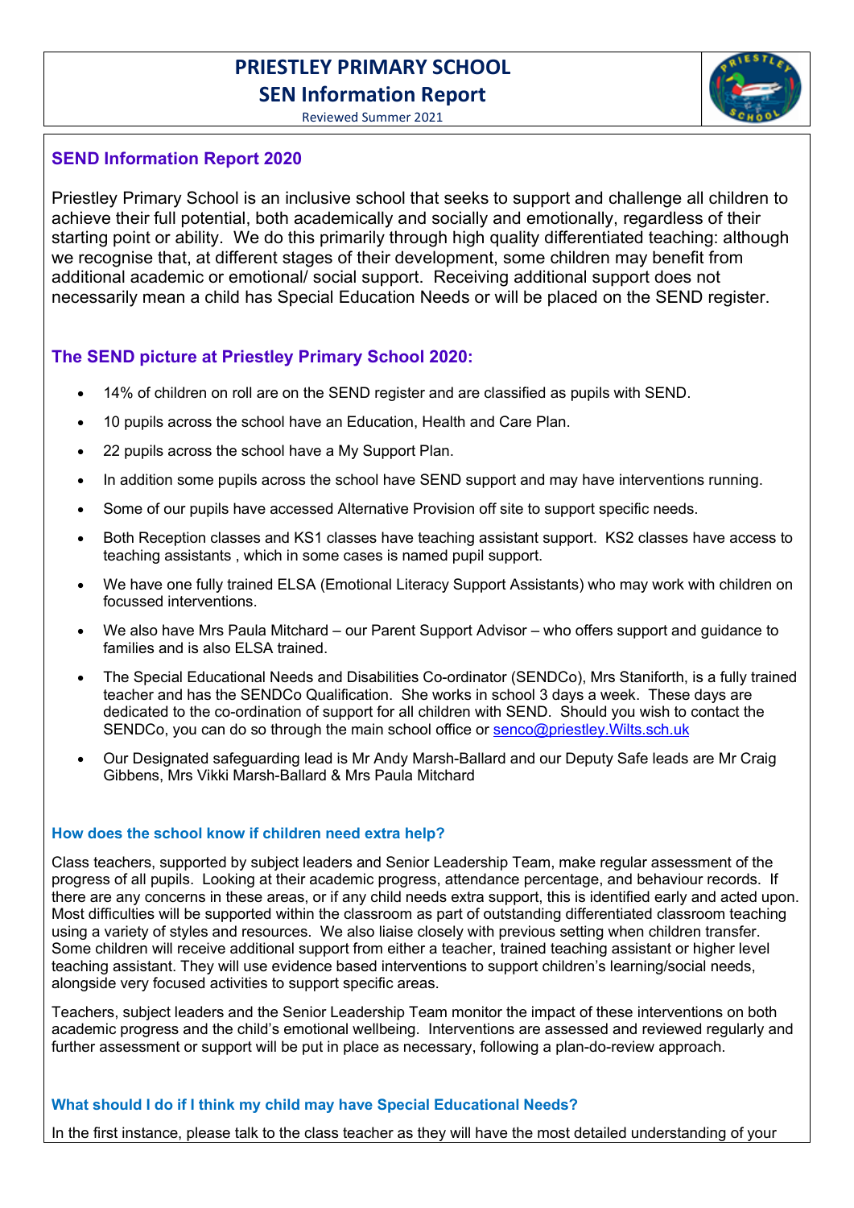# PRIESTLEY PRIMARY SCHOOL
# SEN Information Report

Reviewed Summer 2021

## SEND Information Report 2020

Priestley Primary School is an inclusive school that seeks to support and challenge all children to achieve their full potential, both academically and socially and emotionally, regardless of their starting point or ability. We do this primarily through high quality differentiated teaching: although we recognise that, at different stages of their development, some children may benefit from additional academic or emotional/ social support. Receiving additional support does not necessarily mean a child has Special Education Needs or will be placed on the SEND register.

## The SEND picture at Priestley Primary School 2020:

- 14% of children on roll are on the SEND register and are classified as pupils with SEND.
- 10 pupils across the school have an Education, Health and Care Plan.
- 22 pupils across the school have a My Support Plan.
- In addition some pupils across the school have SEND support and may have interventions running.
- Some of our pupils have accessed Alternative Provision off site to support specific needs.
- Both Reception classes and KS1 classes have teaching assistant support. KS2 classes have access to teaching assistants , which in some cases is named pupil support.
- We have one fully trained ELSA (Emotional Literacy Support Assistants) who may work with children on focussed interventions.
- We also have Mrs Paula Mitchard – our Parent Support Advisor – who offers support and guidance to families and is also ELSA trained.
- The Special Educational Needs and Disabilities Co-ordinator (SENDCo), Mrs Staniforth, is a fully trained teacher and has the SENDCo Qualification. She works in school 3 days a week. These days are dedicated to the co-ordination of support for all children with SEND. Should you wish to contact the SENDCo, you can do so through the main school office or senco@priestley.Wilts.sch.uk
- Our Designated safeguarding lead is Mr Andy Marsh-Ballard and our Deputy Safe leads are Mr Craig Gibbens, Mrs Vikki Marsh-Ballard & Mrs Paula Mitchard

### How does the school know if children need extra help?

Class teachers, supported by subject leaders and Senior Leadership Team, make regular assessment of the progress of all pupils. Looking at their academic progress, attendance percentage, and behaviour records. If there are any concerns in these areas, or if any child needs extra support, this is identified early and acted upon. Most difficulties will be supported within the classroom as part of outstanding differentiated classroom teaching using a variety of styles and resources. We also liaise closely with previous setting when children transfer. Some children will receive additional support from either a teacher, trained teaching assistant or higher level teaching assistant. They will use evidence based interventions to support children's learning/social needs, alongside very focused activities to support specific areas.

Teachers, subject leaders and the Senior Leadership Team monitor the impact of these interventions on both academic progress and the child's emotional wellbeing. Interventions are assessed and reviewed regularly and further assessment or support will be put in place as necessary, following a plan-do-review approach.

### What should I do if I think my child may have Special Educational Needs?

In the first instance, please talk to the class teacher as they will have the most detailed understanding of your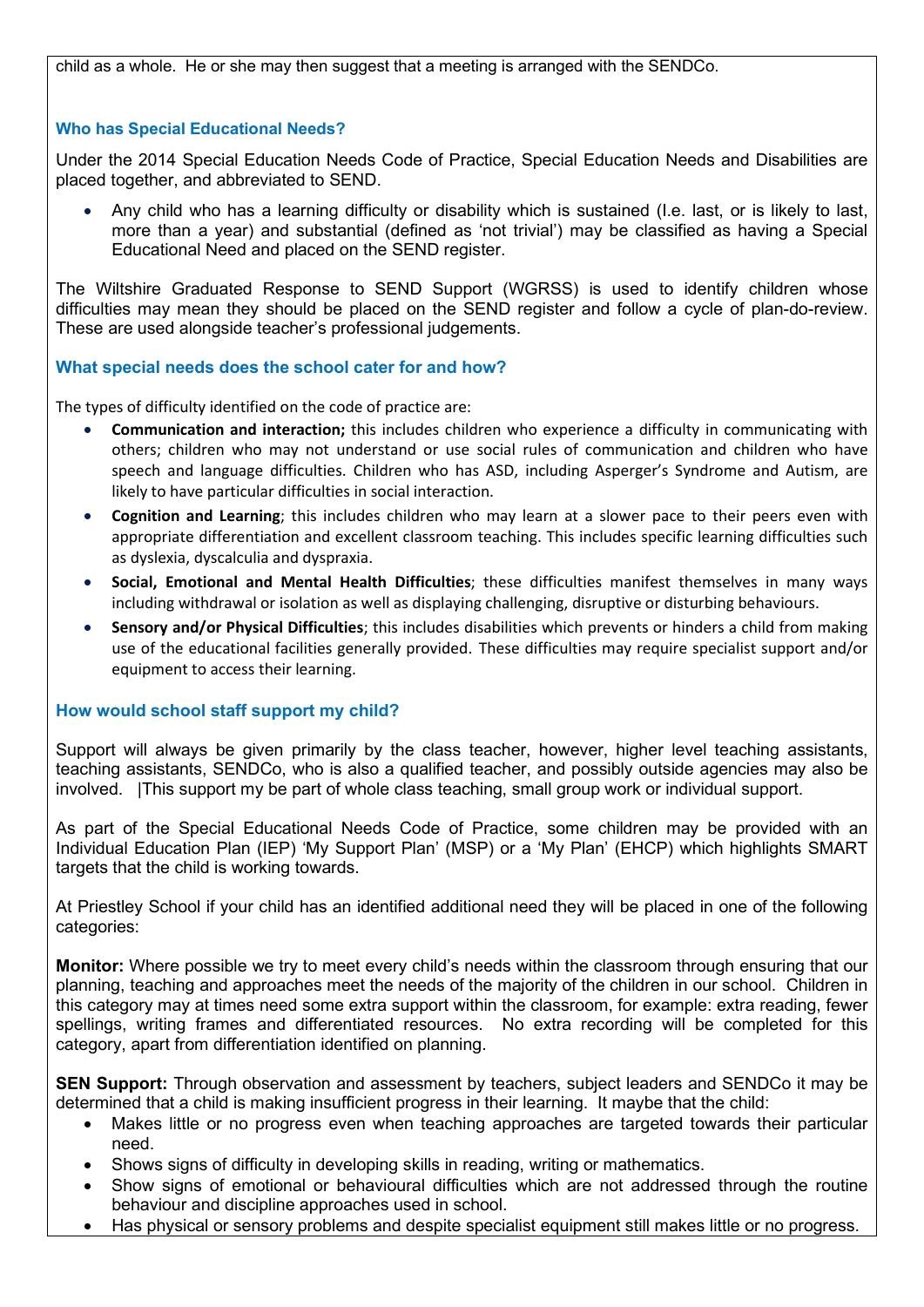child as a whole. He or she may then suggest that a meeting is arranged with the SENDCo.

### Who has Special Educational Needs?

Under the 2014 Special Education Needs Code of Practice, Special Education Needs and Disabilities are placed together, and abbreviated to SEND.

- Any child who has a learning difficulty or disability which is sustained (I.e. last, or is likely to last, more than a year) and substantial (defined as 'not trivial') may be classified as having a Special Educational Need and placed on the SEND register.

The Wiltshire Graduated Response to SEND Support (WGRSS) is used to identify children whose difficulties may mean they should be placed on the SEND register and follow a cycle of plan-do-review. These are used alongside teacher's professional judgements.

### What special needs does the school cater for and how?

The types of difficulty identified on the code of practice are:

- **Communication and interaction;** this includes children who experience a difficulty in communicating with others; children who may not understand or use social rules of communication and children who have speech and language difficulties. Children who has ASD, including Asperger's Syndrome and Autism, are likely to have particular difficulties in social interaction.
- **Cognition and Learning**; this includes children who may learn at a slower pace to their peers even with appropriate differentiation and excellent classroom teaching. This includes specific learning difficulties such as dyslexia, dyscalculia and dyspraxia.
- **Social, Emotional and Mental Health Difficulties**; these difficulties manifest themselves in many ways including withdrawal or isolation as well as displaying challenging, disruptive or disturbing behaviours.
- **Sensory and/or Physical Difficulties**; this includes disabilities which prevents or hinders a child from making use of the educational facilities generally provided. These difficulties may require specialist support and/or equipment to access their learning.

### How would school staff support my child?

Support will always be given primarily by the class teacher, however, higher level teaching assistants, teaching assistants, SENDCo, who is also a qualified teacher, and possibly outside agencies may also be involved. |This support my be part of whole class teaching, small group work or individual support.

As part of the Special Educational Needs Code of Practice, some children may be provided with an Individual Education Plan (IEP) 'My Support Plan' (MSP) or a 'My Plan' (EHCP) which highlights SMART targets that the child is working towards.

At Priestley School if your child has an identified additional need they will be placed in one of the following categories:

**Monitor:** Where possible we try to meet every child's needs within the classroom through ensuring that our planning, teaching and approaches meet the needs of the majority of the children in our school. Children in this category may at times need some extra support within the classroom, for example: extra reading, fewer spellings, writing frames and differentiated resources. No extra recording will be completed for this category, apart from differentiation identified on planning.

**SEN Support:** Through observation and assessment by teachers, subject leaders and SENDCo it may be determined that a child is making insufficient progress in their learning. It maybe that the child:

- Makes little or no progress even when teaching approaches are targeted towards their particular need.
- Shows signs of difficulty in developing skills in reading, writing or mathematics.
- Show signs of emotional or behavioural difficulties which are not addressed through the routine behaviour and discipline approaches used in school.
- Has physical or sensory problems and despite specialist equipment still makes little or no progress.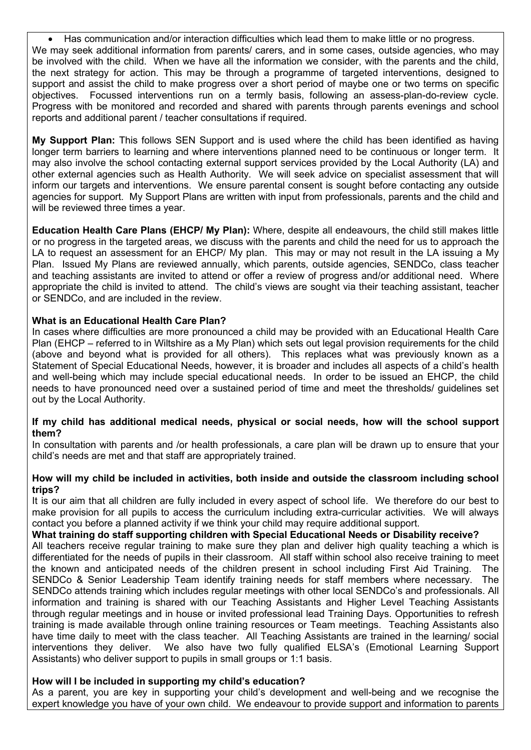- Has communication and/or interaction difficulties which lead them to make little or no progress.

We may seek additional information from parents/ carers, and in some cases, outside agencies, who may be involved with the child. When we have all the information we consider, with the parents and the child, the next strategy for action. This may be through a programme of targeted interventions, designed to support and assist the child to make progress over a short period of maybe one or two terms on specific objectives. Focussed interventions run on a termly basis, following an assess-plan-do-review cycle. Progress with be monitored and recorded and shared with parents through parents evenings and school reports and additional parent / teacher consultations if required.

**My Support Plan:** This follows SEN Support and is used where the child has been identified as having longer term barriers to learning and where interventions planned need to be continuous or longer term. It may also involve the school contacting external support services provided by the Local Authority (LA) and other external agencies such as Health Authority. We will seek advice on specialist assessment that will inform our targets and interventions. We ensure parental consent is sought before contacting any outside agencies for support. My Support Plans are written with input from professionals, parents and the child and will be reviewed three times a year.

**Education Health Care Plans (EHCP/ My Plan):** Where, despite all endeavours, the child still makes little or no progress in the targeted areas, we discuss with the parents and child the need for us to approach the LA to request an assessment for an EHCP/ My plan. This may or may not result in the LA issuing a My Plan. Issued My Plans are reviewed annually, which parents, outside agencies, SENDCo, class teacher and teaching assistants are invited to attend or offer a review of progress and/or additional need. Where appropriate the child is invited to attend. The child's views are sought via their teaching assistant, teacher or SENDCo, and are included in the review.

**What is an Educational Health Care Plan?**

In cases where difficulties are more pronounced a child may be provided with an Educational Health Care Plan (EHCP – referred to in Wiltshire as a My Plan) which sets out legal provision requirements for the child (above and beyond what is provided for all others). This replaces what was previously known as a Statement of Special Educational Needs, however, it is broader and includes all aspects of a child's health and well-being which may include special educational needs. In order to be issued an EHCP, the child needs to have pronounced need over a sustained period of time and meet the thresholds/ guidelines set out by the Local Authority.

**If my child has additional medical needs, physical or social needs, how will the school support them?**

In consultation with parents and /or health professionals, a care plan will be drawn up to ensure that your child's needs are met and that staff are appropriately trained.

**How will my child be included in activities, both inside and outside the classroom including school trips?**

It is our aim that all children are fully included in every aspect of school life. We therefore do our best to make provision for all pupils to access the curriculum including extra-curricular activities. We will always contact you before a planned activity if we think your child may require additional support.

**What training do staff supporting children with Special Educational Needs or Disability receive?**

All teachers receive regular training to make sure they plan and deliver high quality teaching a which is differentiated for the needs of pupils in their classroom. All staff within school also receive training to meet the known and anticipated needs of the children present in school including First Aid Training. The SENDCo & Senior Leadership Team identify training needs for staff members where necessary. The SENDCo attends training which includes regular meetings with other local SENDCo's and professionals. All information and training is shared with our Teaching Assistants and Higher Level Teaching Assistants through regular meetings and in house or invited professional lead Training Days. Opportunities to refresh training is made available through online training resources or Team meetings. Teaching Assistants also have time daily to meet with the class teacher. All Teaching Assistants are trained in the learning/ social interventions they deliver. We also have two fully qualified ELSA's (Emotional Learning Support Assistants) who deliver support to pupils in small groups or 1:1 basis.

**How will I be included in supporting my child's education?**

As a parent, you are key in supporting your child's development and well-being and we recognise the expert knowledge you have of your own child. We endeavour to provide support and information to parents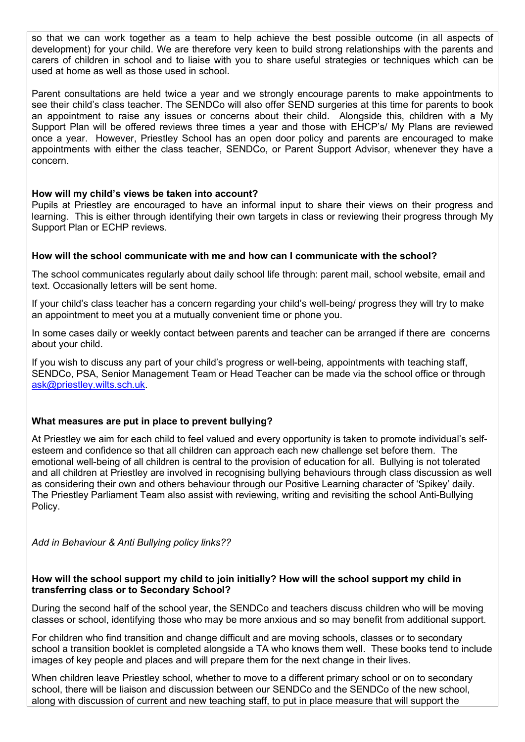so that we can work together as a team to help achieve the best possible outcome (in all aspects of development) for your child. We are therefore very keen to build strong relationships with the parents and carers of children in school and to liaise with you to share useful strategies or techniques which can be used at home as well as those used in school.

Parent consultations are held twice a year and we strongly encourage parents to make appointments to see their child's class teacher. The SENDCo will also offer SEND surgeries at this time for parents to book an appointment to raise any issues or concerns about their child. Alongside this, children with a My Support Plan will be offered reviews three times a year and those with EHCP's/ My Plans are reviewed once a year. However, Priestley School has an open door policy and parents are encouraged to make appointments with either the class teacher, SENDCo, or Parent Support Advisor, whenever they have a concern.

**How will my child's views be taken into account?**

Pupils at Priestley are encouraged to have an informal input to share their views on their progress and learning. This is either through identifying their own targets in class or reviewing their progress through My Support Plan or ECHP reviews.

**How will the school communicate with me and how can I communicate with the school?**

The school communicates regularly about daily school life through: parent mail, school website, email and text. Occasionally letters will be sent home.

If your child's class teacher has a concern regarding your child's well-being/ progress they will try to make an appointment to meet you at a mutually convenient time or phone you.

In some cases daily or weekly contact between parents and teacher can be arranged if there are concerns about your child.

If you wish to discuss any part of your child's progress or well-being, appointments with teaching staff, SENDCo, PSA, Senior Management Team or Head Teacher can be made via the school office or through ask@priestley.wilts.sch.uk.

**What measures are put in place to prevent bullying?**

At Priestley we aim for each child to feel valued and every opportunity is taken to promote individual's self-esteem and confidence so that all children can approach each new challenge set before them. The emotional well-being of all children is central to the provision of education for all. Bullying is not tolerated and all children at Priestley are involved in recognising bullying behaviours through class discussion as well as considering their own and others behaviour through our Positive Learning character of 'Spikey' daily. The Priestley Parliament Team also assist with reviewing, writing and revisiting the school Anti-Bullying Policy.

*Add in Behaviour & Anti Bullying policy links??*

**How will the school support my child to join initially? How will the school support my child in transferring class or to Secondary School?**

During the second half of the school year, the SENDCo and teachers discuss children who will be moving classes or school, identifying those who may be more anxious and so may benefit from additional support.

For children who find transition and change difficult and are moving schools, classes or to secondary school a transition booklet is completed alongside a TA who knows them well. These books tend to include images of key people and places and will prepare them for the next change in their lives.

When children leave Priestley school, whether to move to a different primary school or on to secondary school, there will be liaison and discussion between our SENDCo and the SENDCo of the new school, along with discussion of current and new teaching staff, to put in place measure that will support the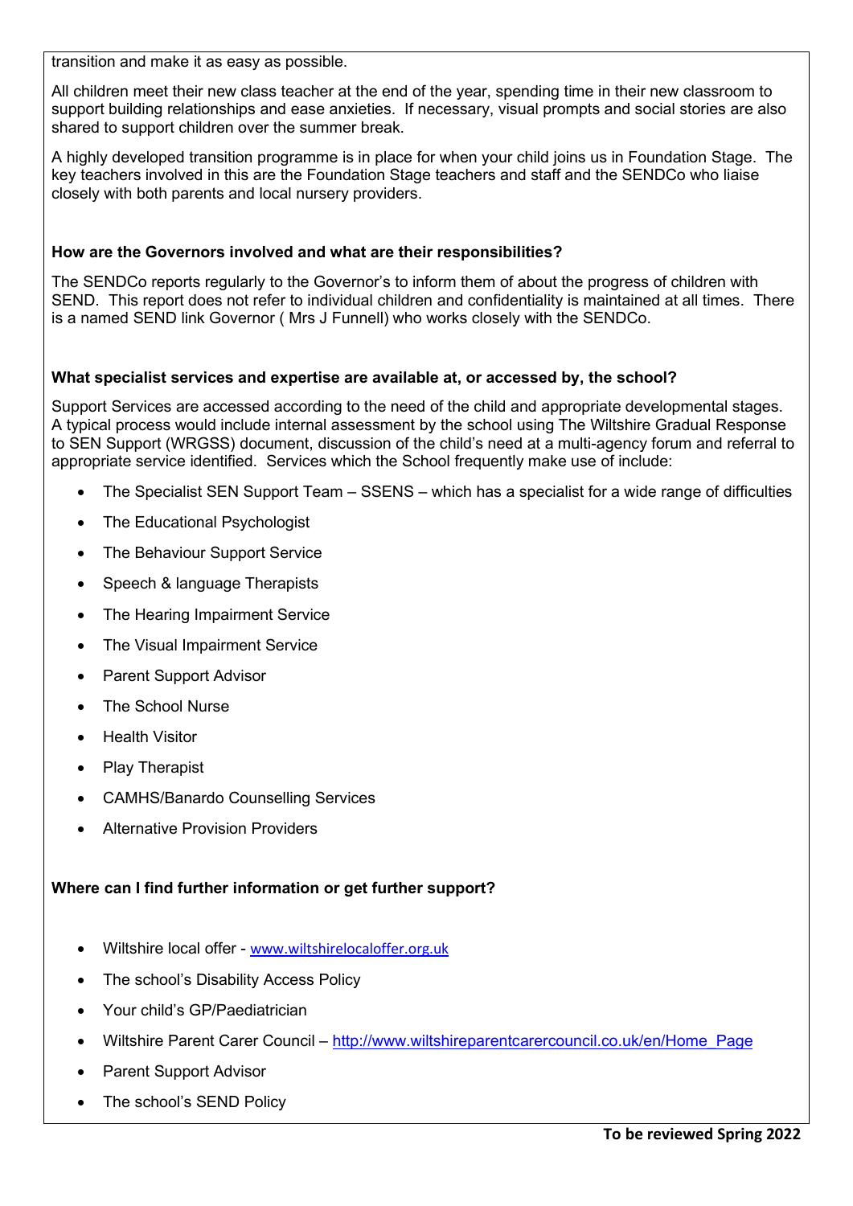transition and make it as easy as possible.

All children meet their new class teacher at the end of the year, spending time in their new classroom to support building relationships and ease anxieties. If necessary, visual prompts and social stories are also shared to support children over the summer break.

A highly developed transition programme is in place for when your child joins us in Foundation Stage. The key teachers involved in this are the Foundation Stage teachers and staff and the SENDCo who liaise closely with both parents and local nursery providers.

**How are the Governors involved and what are their responsibilities?**

The SENDCo reports regularly to the Governor's to inform them of about the progress of children with SEND. This report does not refer to individual children and confidentiality is maintained at all times. There is a named SEND link Governor ( Mrs J Funnell) who works closely with the SENDCo.

**What specialist services and expertise are available at, or accessed by, the school?**

Support Services are accessed according to the need of the child and appropriate developmental stages. A typical process would include internal assessment by the school using The Wiltshire Gradual Response to SEN Support (WRGSS) document, discussion of the child's need at a multi-agency forum and referral to appropriate service identified. Services which the School frequently make use of include:

- The Specialist SEN Support Team – SSENS – which has a specialist for a wide range of difficulties
- The Educational Psychologist
- The Behaviour Support Service
- Speech & language Therapists
- The Hearing Impairment Service
- The Visual Impairment Service
- Parent Support Advisor
- The School Nurse
- Health Visitor
- Play Therapist
- CAMHS/Banardo Counselling Services
- Alternative Provision Providers

**Where can I find further information or get further support?**

- Wiltshire local offer - www.wiltshirelocaloffer.org.uk
- The school's Disability Access Policy
- Your child's GP/Paediatrician
- Wiltshire Parent Carer Council – http://www.wiltshireparentcarercouncil.co.uk/en/Home_Page
- Parent Support Advisor
- The school's SEND Policy

**To be reviewed Spring 2022**